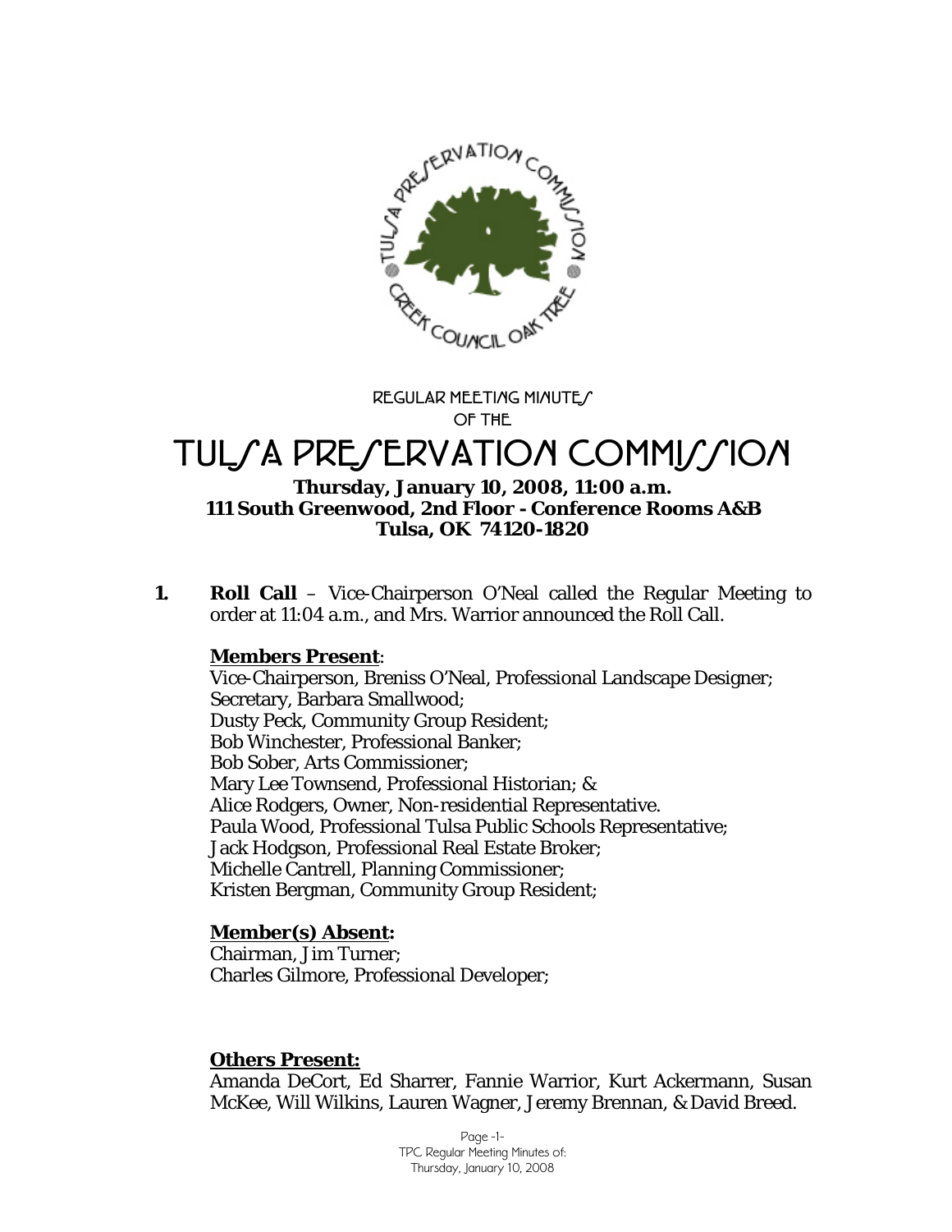REGULAR MEETING MINUTES
OF THE

# TULSA PRESERVATION COMMISSION

**Thursday, January 10, 2008, 11:00 a.m.**
**111 South Greenwood, 2nd Floor - Conference Rooms A&B**
**Tulsa, OK 74120-1820**

**1. Roll Call** – Vice-Chairperson O'Neal called the Regular Meeting to order at 11:04 a.m., and Mrs. Warrior announced the Roll Call.

**Members Present:**
Vice-Chairperson, Breniss O'Neal, Professional Landscape Designer;
Secretary, Barbara Smallwood;
Dusty Peck, Community Group Resident;
Bob Winchester, Professional Banker;
Bob Sober, Arts Commissioner;
Mary Lee Townsend, Professional Historian; &
Alice Rodgers, Owner, Non-residential Representative.
Paula Wood, Professional Tulsa Public Schools Representative;
Jack Hodgson, Professional Real Estate Broker;
Michelle Cantrell, Planning Commissioner;
Kristen Bergman, Community Group Resident;

**Member(s) Absent:**
Chairman, Jim Turner;
Charles Gilmore, Professional Developer;

**Others Present:**
Amanda DeCort, Ed Sharrer, Fannie Warrior, Kurt Ackermann, Susan McKee, Will Wilkins, Lauren Wagner, Jeremy Brennan, & David Breed.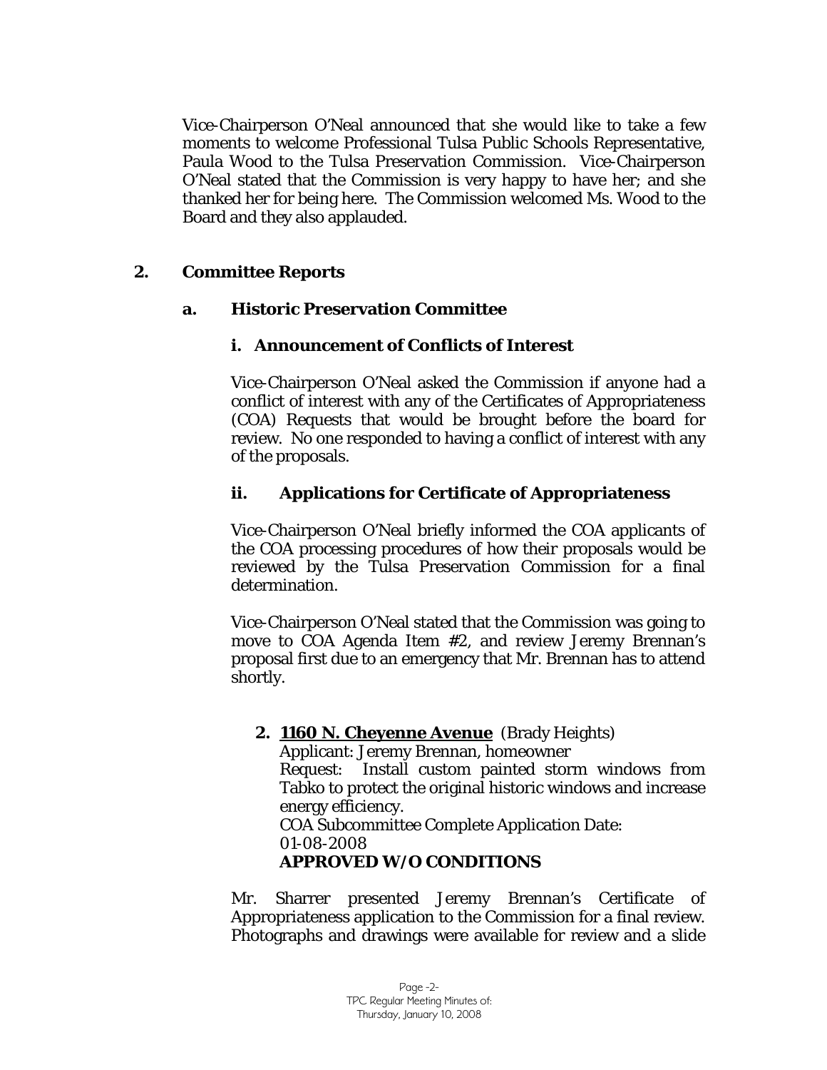Vice-Chairperson O'Neal announced that she would like to take a few moments to welcome Professional Tulsa Public Schools Representative, Paula Wood to the Tulsa Preservation Commission. Vice-Chairperson O'Neal stated that the Commission is very happy to have her; and she thanked her for being here. The Commission welcomed Ms. Wood to the Board and they also applauded.

## 2. Committee Reports

### a. Historic Preservation Committee

#### i. Announcement of Conflicts of Interest

Vice-Chairperson O'Neal asked the Commission if anyone had a conflict of interest with any of the Certificates of Appropriateness (COA) Requests that would be brought before the board for review. No one responded to having a conflict of interest with any of the proposals.

#### ii. Applications for Certificate of Appropriateness

Vice-Chairperson O'Neal briefly informed the COA applicants of the COA processing procedures of how their proposals would be reviewed by the Tulsa Preservation Commission for a final determination.

Vice-Chairperson O'Neal stated that the Commission was going to move to COA Agenda Item #2, and review Jeremy Brennan's proposal first due to an emergency that Mr. Brennan has to attend shortly.

**2. 1160 N. Cheyenne Avenue** (Brady Heights)
Applicant: Jeremy Brennan, homeowner
Request: Install custom painted storm windows from Tabko to protect the original historic windows and increase energy efficiency.
COA Subcommittee Complete Application Date:
01-08-2008
**APPROVED W/O CONDITIONS**

Mr. Sharrer presented Jeremy Brennan's Certificate of Appropriateness application to the Commission for a final review. Photographs and drawings were available for review and a slide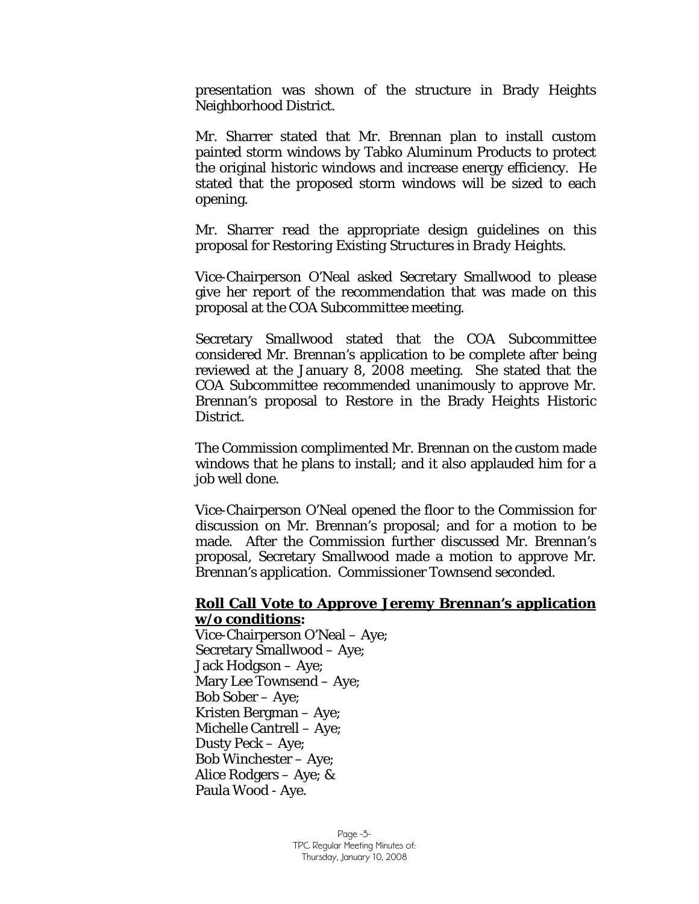presentation was shown of the structure in Brady Heights Neighborhood District.

Mr. Sharrer stated that Mr. Brennan plan to install custom painted storm windows by Tabko Aluminum Products to protect the original historic windows and increase energy efficiency. He stated that the proposed storm windows will be sized to each opening.

Mr. Sharrer read the appropriate design guidelines on this proposal for *Restoring Existing Structures in Brady Heights.*

Vice-Chairperson O'Neal asked Secretary Smallwood to please give her report of the recommendation that was made on this proposal at the COA Subcommittee meeting.

Secretary Smallwood stated that the COA Subcommittee considered Mr. Brennan's application to be complete after being reviewed at the January 8, 2008 meeting. She stated that the COA Subcommittee recommended unanimously to approve Mr. Brennan's proposal to *Restore* in the Brady Heights Historic District.

The Commission complimented Mr. Brennan on the custom made windows that he plans to install; and it also applauded him for a job well done.

Vice-Chairperson O'Neal opened the floor to the Commission for discussion on Mr. Brennan's proposal; and for a motion to be made. After the Commission further discussed Mr. Brennan's proposal, Secretary Smallwood made a motion to approve Mr. Brennan's application. Commissioner Townsend seconded.

**Roll Call Vote to Approve Jeremy Brennan's application w/o conditions:**

Vice-Chairperson O'Neal – Aye;
Secretary Smallwood – Aye;
Jack Hodgson – Aye;
Mary Lee Townsend – Aye;
Bob Sober – Aye;
Kristen Bergman – Aye;
Michelle Cantrell – Aye;
Dusty Peck – Aye;
Bob Winchester – Aye;
Alice Rodgers – Aye; &
Paula Wood - Aye.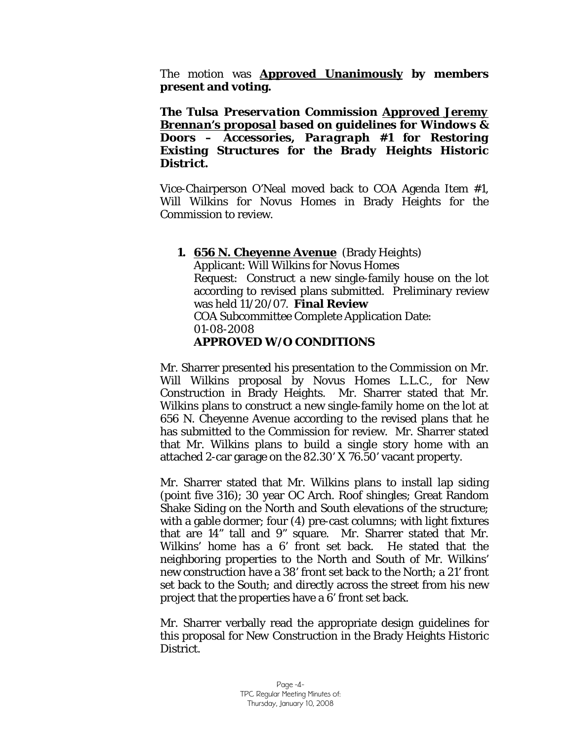The motion was **<u>Approved Unanimously</u> by members present and voting.**

***The Tulsa Preservation Commission <u>Approved Jeremy Brennan's proposal</u> based on guidelines for Windows & Doors – Accessories, Paragraph #1 for Restoring Existing Structures for the Brady Heights Historic District.***

Vice-Chairperson O'Neal moved back to COA Agenda Item #1, Will Wilkins for Novus Homes in Brady Heights for the Commission to review.

1. **<u>656 N. Cheyenne Avenue</u>** (Brady Heights)
   Applicant: Will Wilkins for Novus Homes
   Request: Construct a new single-family house on the lot according to revised plans submitted. Preliminary review was held 11/20/07. **Final Review**
   COA Subcommittee Complete Application Date: 01-08-2008
   **APPROVED W/O CONDITIONS**

Mr. Sharrer presented his presentation to the Commission on Mr. Will Wilkins proposal by Novus Homes L.L.C., for New Construction in Brady Heights. Mr. Sharrer stated that Mr. Wilkins plans to construct a new single-family home on the lot at 656 N. Cheyenne Avenue according to the revised plans that he has submitted to the Commission for review. Mr. Sharrer stated that Mr. Wilkins plans to build a single story home with an attached 2-car garage on the 82.30' X 76.50' vacant property.

Mr. Sharrer stated that Mr. Wilkins plans to install lap siding (point five 316); 30 year OC Arch. Roof shingles; Great Random Shake Siding on the North and South elevations of the structure; with a gable dormer; four (4) pre-cast columns; with light fixtures that are 14" tall and 9" square. Mr. Sharrer stated that Mr. Wilkins' home has a 6' front set back. He stated that the neighboring properties to the North and South of Mr. Wilkins' new construction have a 38' front set back to the North; a 21' front set back to the South; and directly across the street from his new project that the properties have a 6' front set back.

Mr. Sharrer verbally read the appropriate design guidelines for this proposal for New Construction in the Brady Heights Historic District.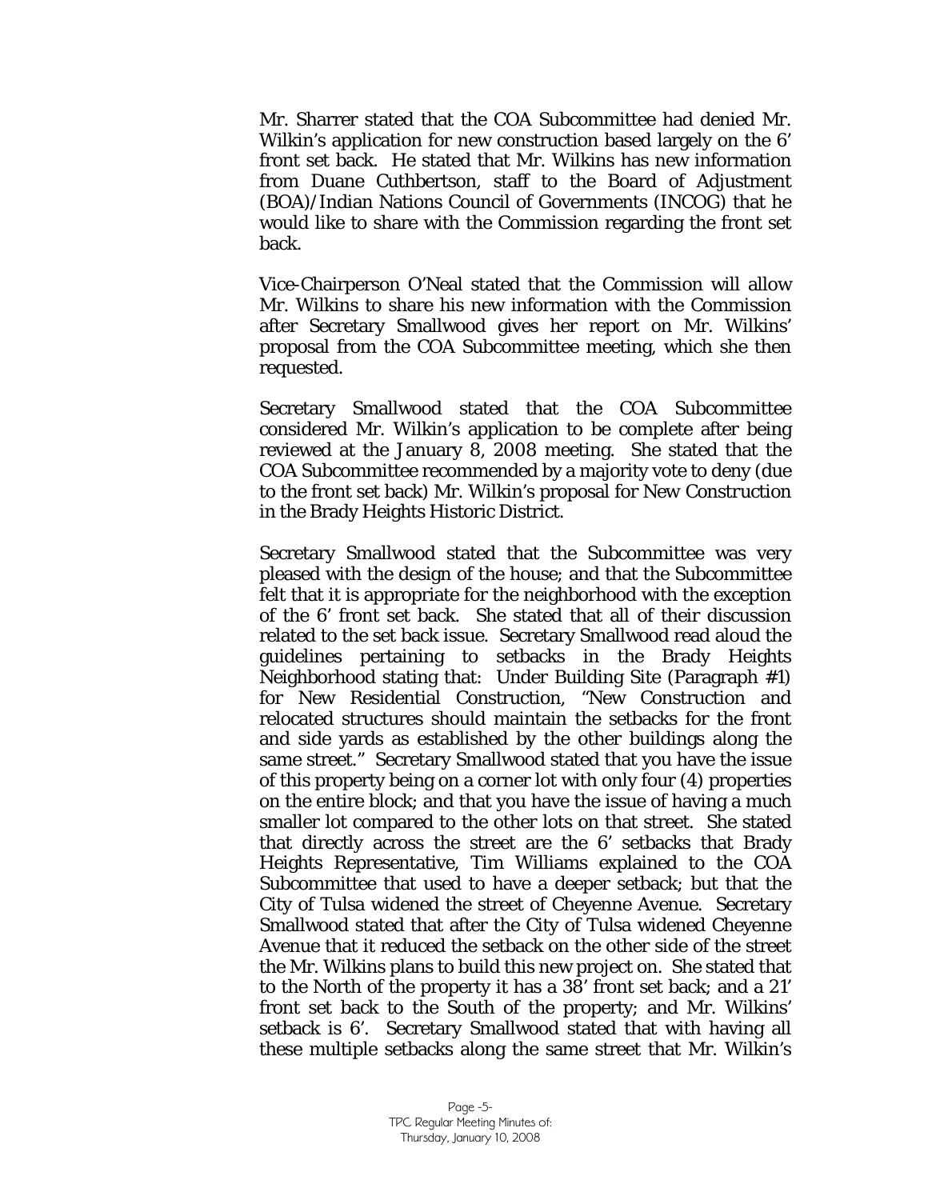Mr. Sharrer stated that the COA Subcommittee had denied Mr. Wilkin's application for new construction based largely on the 6' front set back. He stated that Mr. Wilkins has new information from Duane Cuthbertson, staff to the Board of Adjustment (BOA)/Indian Nations Council of Governments (INCOG) that he would like to share with the Commission regarding the front set back.

Vice-Chairperson O'Neal stated that the Commission will allow Mr. Wilkins to share his new information with the Commission after Secretary Smallwood gives her report on Mr. Wilkins' proposal from the COA Subcommittee meeting, which she then requested.

Secretary Smallwood stated that the COA Subcommittee considered Mr. Wilkin's application to be complete after being reviewed at the January 8, 2008 meeting. She stated that the COA Subcommittee recommended by a majority vote to deny (due to the front set back) Mr. Wilkin's proposal for New Construction in the Brady Heights Historic District.

Secretary Smallwood stated that the Subcommittee was very pleased with the design of the house; and that the Subcommittee felt that it is appropriate for the neighborhood with the exception of the 6' front set back. She stated that all of their discussion related to the set back issue. Secretary Smallwood read aloud the guidelines pertaining to setbacks in the Brady Heights Neighborhood stating that: Under Building Site (Paragraph #1) for New Residential Construction, "New Construction and relocated structures should maintain the setbacks for the front and side yards as established by the other buildings along the same street." Secretary Smallwood stated that you have the issue of this property being on a corner lot with only four (4) properties on the entire block; and that you have the issue of having a much smaller lot compared to the other lots on that street. She stated that directly across the street are the 6' setbacks that Brady Heights Representative, Tim Williams explained to the COA Subcommittee that used to have a deeper setback; but that the City of Tulsa widened the street of Cheyenne Avenue. Secretary Smallwood stated that after the City of Tulsa widened Cheyenne Avenue that it reduced the setback on the other side of the street the Mr. Wilkins plans to build this new project on. She stated that to the North of the property it has a 38' front set back; and a 21' front set back to the South of the property; and Mr. Wilkins' setback is 6'. Secretary Smallwood stated that with having all these multiple setbacks along the same street that Mr. Wilkin's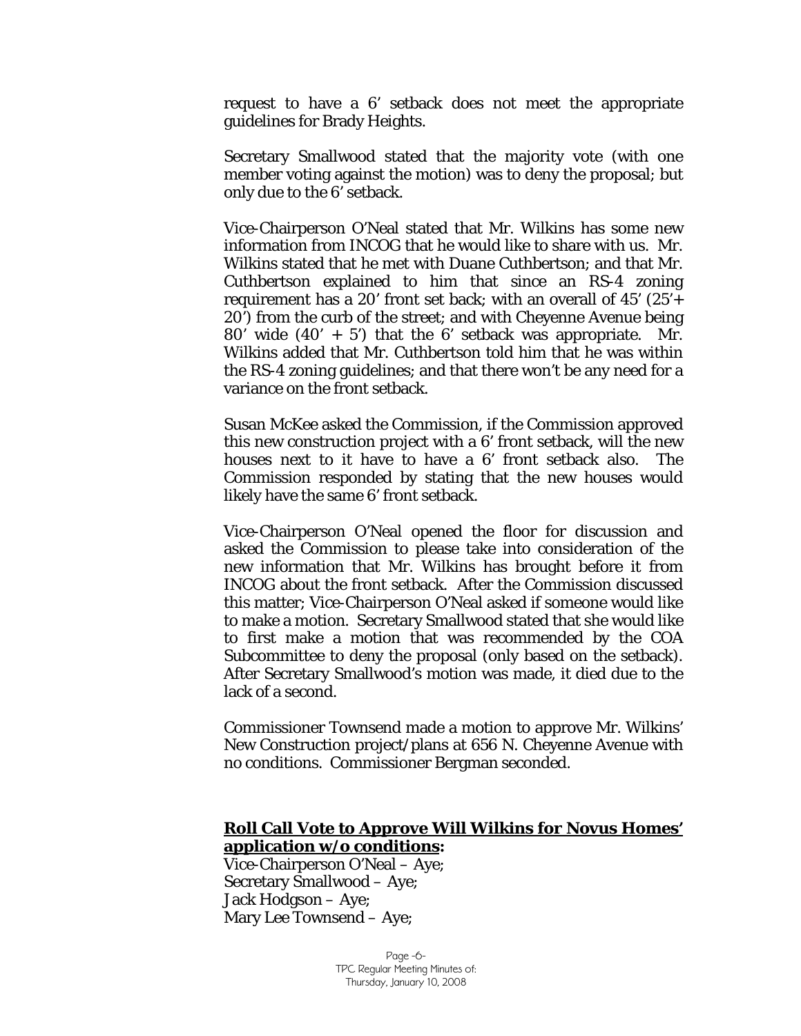request to have a 6' setback does not meet the appropriate guidelines for Brady Heights.

Secretary Smallwood stated that the majority vote (with one member voting against the motion) was to deny the proposal; but only due to the 6' setback.

Vice-Chairperson O'Neal stated that Mr. Wilkins has some new information from INCOG that he would like to share with us. Mr. Wilkins stated that he met with Duane Cuthbertson; and that Mr. Cuthbertson explained to him that since an RS-4 zoning requirement has a 20' front set back; with an overall of 45' (25'+ 20') from the curb of the street; and with Cheyenne Avenue being 80' wide (40' + 5') that the 6' setback was appropriate. Mr. Wilkins added that Mr. Cuthbertson told him that he was within the RS-4 zoning guidelines; and that there won't be any need for a variance on the front setback.

Susan McKee asked the Commission, if the Commission approved this new construction project with a 6' front setback, will the new houses next to it have to have a 6' front setback also. The Commission responded by stating that the new houses would likely have the same 6' front setback.

Vice-Chairperson O'Neal opened the floor for discussion and asked the Commission to please take into consideration of the new information that Mr. Wilkins has brought before it from INCOG about the front setback. After the Commission discussed this matter; Vice-Chairperson O'Neal asked if someone would like to make a motion. Secretary Smallwood stated that she would like to first make a motion that was recommended by the COA Subcommittee to deny the proposal (only based on the setback). After Secretary Smallwood's motion was made, it died due to the lack of a second.

Commissioner Townsend made a motion to approve Mr. Wilkins' New Construction project/plans at 656 N. Cheyenne Avenue with no conditions. Commissioner Bergman seconded.

**Roll Call Vote to Approve Will Wilkins for Novus Homes' application w/o conditions:**

Vice-Chairperson O'Neal – Aye;
Secretary Smallwood – Aye;
Jack Hodgson – Aye;
Mary Lee Townsend – Aye;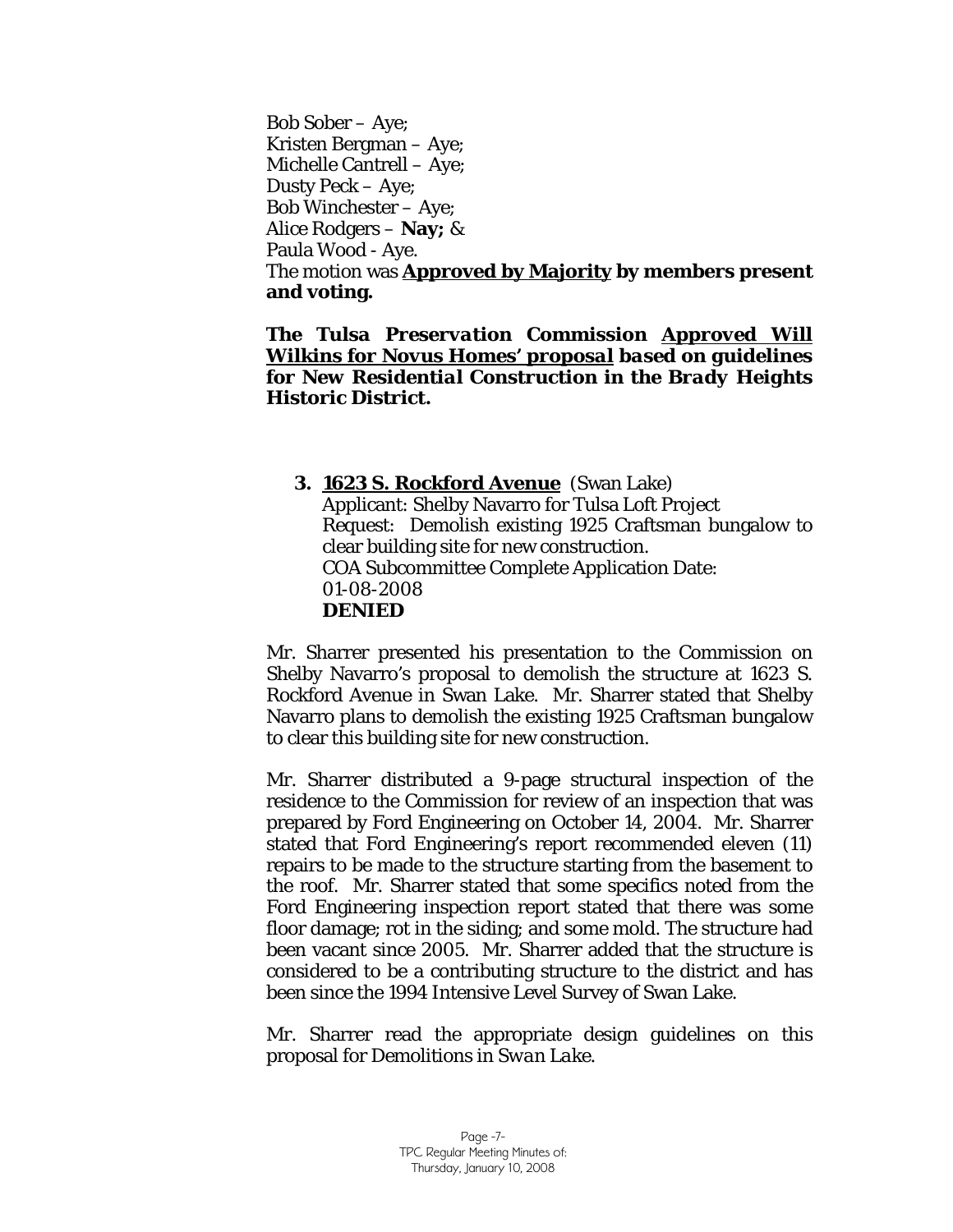Bob Sober – Aye;
Kristen Bergman – Aye;
Michelle Cantrell – Aye;
Dusty Peck – Aye;
Bob Winchester – Aye;
Alice Rodgers – **Nay;** &
Paula Wood - Aye.
The motion was **Approved by Majority by members present and voting.**

***The Tulsa Preservation Commission Approved Will Wilkins for Novus Homes' proposal based on guidelines for New Residential Construction in the Brady Heights Historic District.***

**3. 1623 S. Rockford Avenue** (Swan Lake)
Applicant: Shelby Navarro for Tulsa Loft Project
Request: Demolish existing 1925 Craftsman bungalow to clear building site for new construction.
COA Subcommittee Complete Application Date: 01-08-2008
**DENIED**

Mr. Sharrer presented his presentation to the Commission on Shelby Navarro's proposal to demolish the structure at 1623 S. Rockford Avenue in Swan Lake. Mr. Sharrer stated that Shelby Navarro plans to demolish the existing 1925 Craftsman bungalow to clear this building site for new construction.

Mr. Sharrer distributed a 9-page structural inspection of the residence to the Commission for review of an inspection that was prepared by Ford Engineering on October 14, 2004. Mr. Sharrer stated that Ford Engineering's report recommended eleven (11) repairs to be made to the structure starting from the basement to the roof. Mr. Sharrer stated that some specifics noted from the Ford Engineering inspection report stated that there was some floor damage; rot in the siding; and some mold. The structure had been vacant since 2005. Mr. Sharrer added that the structure is considered to be a contributing structure to the district and has been since the 1994 Intensive Level Survey of Swan Lake.

Mr. Sharrer read the appropriate design guidelines on this proposal for *Demolitions in Swan Lake*.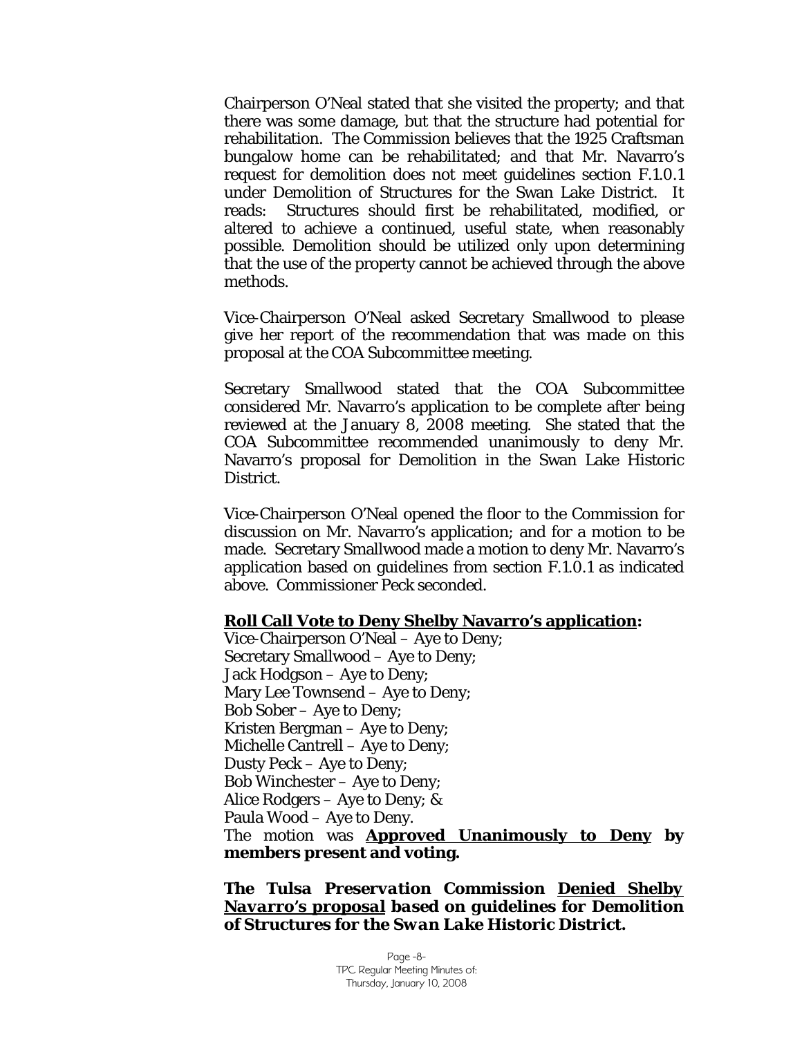Chairperson O'Neal stated that she visited the property; and that there was some damage, but that the structure had potential for rehabilitation. The Commission believes that the 1925 Craftsman bungalow home can be rehabilitated; and that Mr. Navarro's request for demolition does not meet guidelines section F.1.0.1 under Demolition of Structures for the Swan Lake District. It reads: Structures should first be rehabilitated, modified, or altered to achieve a continued, useful state, when reasonably possible. Demolition should be utilized only upon determining that the use of the property cannot be achieved through the above methods.

Vice-Chairperson O'Neal asked Secretary Smallwood to please give her report of the recommendation that was made on this proposal at the COA Subcommittee meeting.

Secretary Smallwood stated that the COA Subcommittee considered Mr. Navarro's application to be complete after being reviewed at the January 8, 2008 meeting. She stated that the COA Subcommittee recommended unanimously to deny Mr. Navarro's proposal for Demolition in the Swan Lake Historic District.

Vice-Chairperson O'Neal opened the floor to the Commission for discussion on Mr. Navarro's application; and for a motion to be made. Secretary Smallwood made a motion to deny Mr. Navarro's application based on guidelines from section F.1.0.1 as indicated above. Commissioner Peck seconded.

**Roll Call Vote to Deny Shelby Navarro's application:**

Vice-Chairperson O'Neal – Aye to Deny;
Secretary Smallwood – Aye to Deny;
Jack Hodgson – Aye to Deny;
Mary Lee Townsend – Aye to Deny;
Bob Sober – Aye to Deny;
Kristen Bergman – Aye to Deny;
Michelle Cantrell – Aye to Deny;
Dusty Peck – Aye to Deny;
Bob Winchester – Aye to Deny;
Alice Rodgers – Aye to Deny; &
Paula Wood – Aye to Deny.
The motion was **Approved Unanimously to Deny by members present and voting.**

***The Tulsa Preservation Commission Denied Shelby Navarro's proposal based on guidelines for Demolition of Structures for the Swan Lake Historic District.***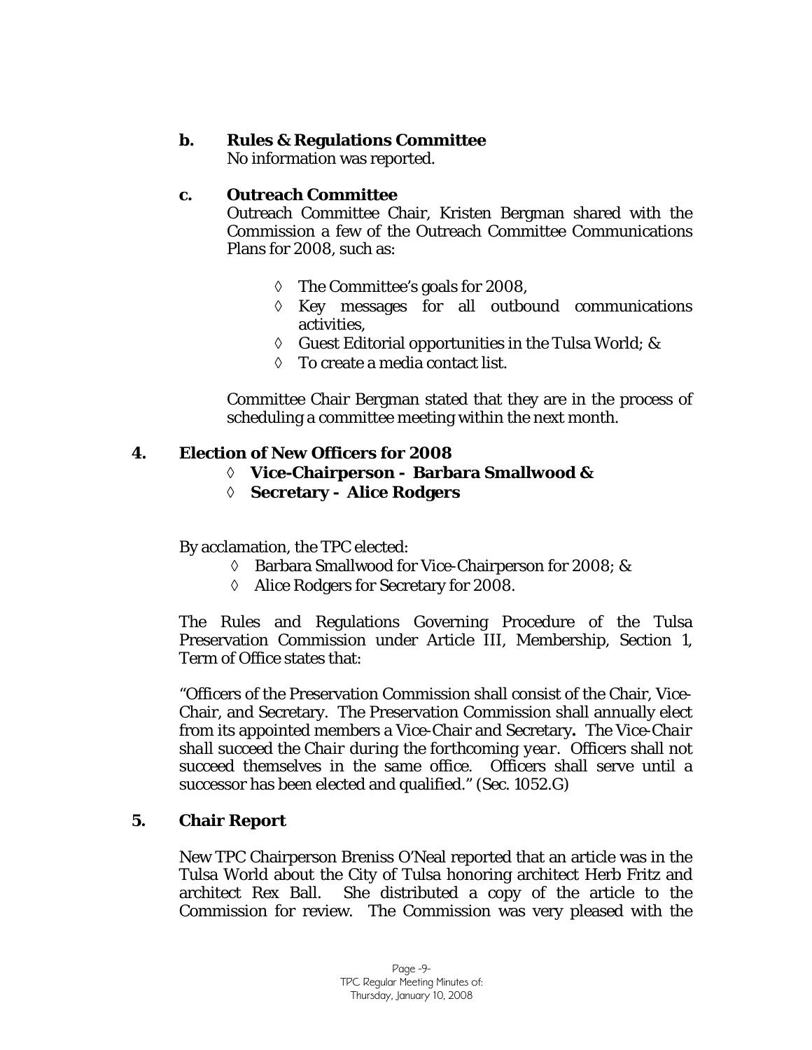**b. Rules & Regulations Committee**

No information was reported.

**c. Outreach Committee**

Outreach Committee Chair, Kristen Bergman shared with the Commission a few of the Outreach Committee Communications Plans for 2008, such as:

- ◊ The Committee's goals for 2008,
- ◊ Key messages for all outbound communications activities,
- ◊ Guest Editorial opportunities in the Tulsa World; &
- ◊ To create a media contact list.

Committee Chair Bergman stated that they are in the process of scheduling a committee meeting within the next month.

## 4. Election of New Officers for 2008

- ◊ **Vice-Chairperson - Barbara Smallwood &**
- ◊ **Secretary - Alice Rodgers**

By acclamation, the TPC elected:

- ◊ Barbara Smallwood for Vice-Chairperson for 2008; &
- ◊ Alice Rodgers for Secretary for 2008.

The Rules and Regulations Governing Procedure of the Tulsa Preservation Commission under Article III, Membership, Section 1, Term of Office states that:

"Officers of the Preservation Commission shall consist of the Chair, Vice-Chair, and Secretary. The Preservation Commission shall annually elect from its appointed members a Vice-Chair and Secretary**.** *The Vice-Chair shall succeed the Chair during the forthcoming year.* Officers shall not succeed themselves in the same office. Officers shall serve until a successor has been elected and qualified." (Sec. 1052.G)

## 5. Chair Report

New TPC Chairperson Breniss O'Neal reported that an article was in the Tulsa World about the City of Tulsa honoring architect Herb Fritz and architect Rex Ball. She distributed a copy of the article to the Commission for review. The Commission was very pleased with the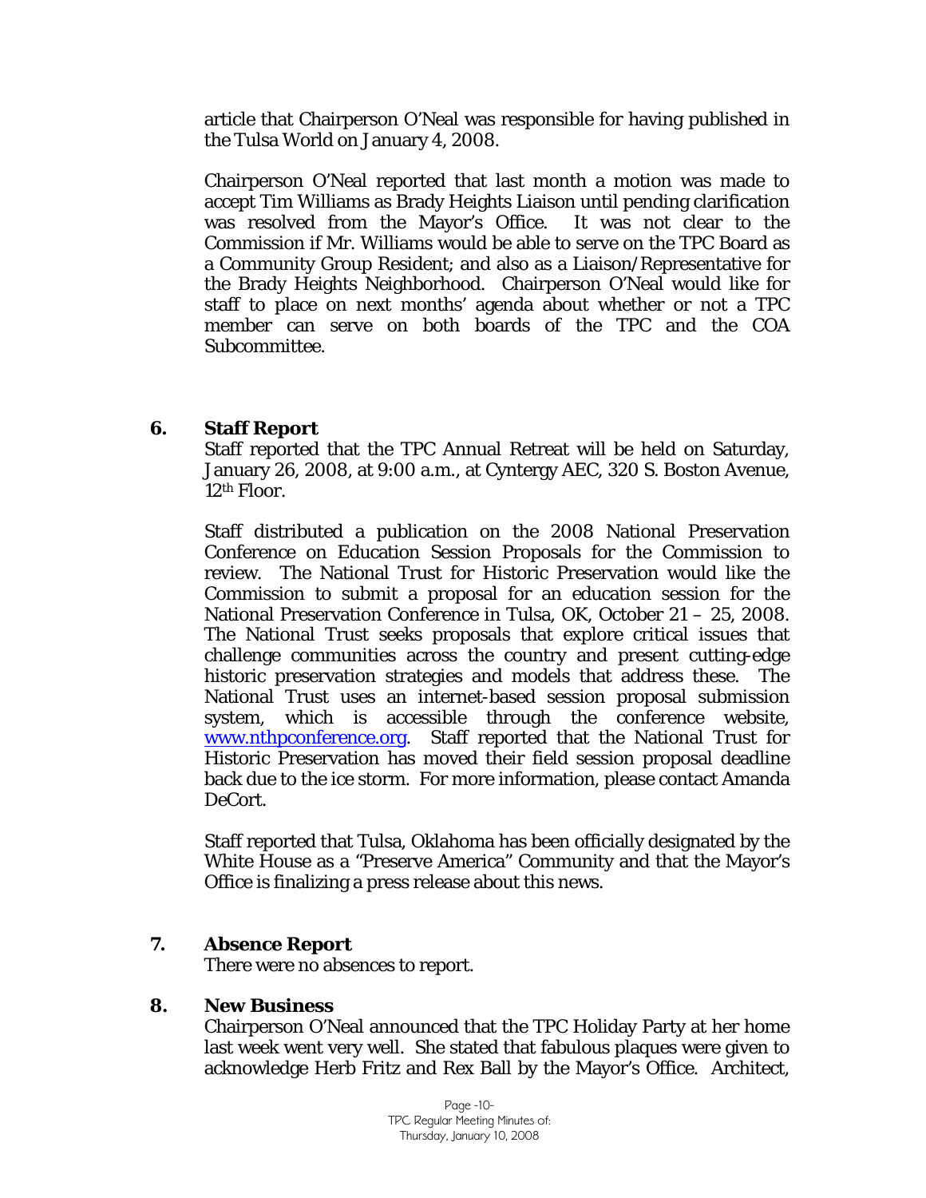article that Chairperson O'Neal was responsible for having published in the Tulsa World on January 4, 2008.

Chairperson O'Neal reported that last month a motion was made to accept Tim Williams as Brady Heights Liaison until pending clarification was resolved from the Mayor's Office. It was not clear to the Commission if Mr. Williams would be able to serve on the TPC Board as a Community Group Resident; and also as a Liaison/Representative for the Brady Heights Neighborhood. Chairperson O'Neal would like for staff to place on next months' agenda about whether or not a TPC member can serve on both boards of the TPC and the COA Subcommittee.

## 6. Staff Report

Staff reported that the TPC Annual Retreat will be held on Saturday, January 26, 2008, at 9:00 a.m., at Cyntergy AEC, 320 S. Boston Avenue, 12th Floor.

Staff distributed a publication on the 2008 National Preservation Conference on Education Session Proposals for the Commission to review. The National Trust for Historic Preservation would like the Commission to submit a proposal for an education session for the National Preservation Conference in Tulsa, OK, October 21 – 25, 2008. The National Trust seeks proposals that explore critical issues that challenge communities across the country and present cutting-edge historic preservation strategies and models that address these. The National Trust uses an internet-based session proposal submission system, which is accessible through the conference website, www.nthpconference.org. Staff reported that the National Trust for Historic Preservation has moved their field session proposal deadline back due to the ice storm. For more information, please contact Amanda DeCort.

Staff reported that Tulsa, Oklahoma has been officially designated by the White House as a "Preserve America" Community and that the Mayor's Office is finalizing a press release about this news.

## 7. Absence Report

There were no absences to report.

## 8. New Business

Chairperson O'Neal announced that the TPC Holiday Party at her home last week went very well. She stated that fabulous plaques were given to acknowledge Herb Fritz and Rex Ball by the Mayor's Office. Architect,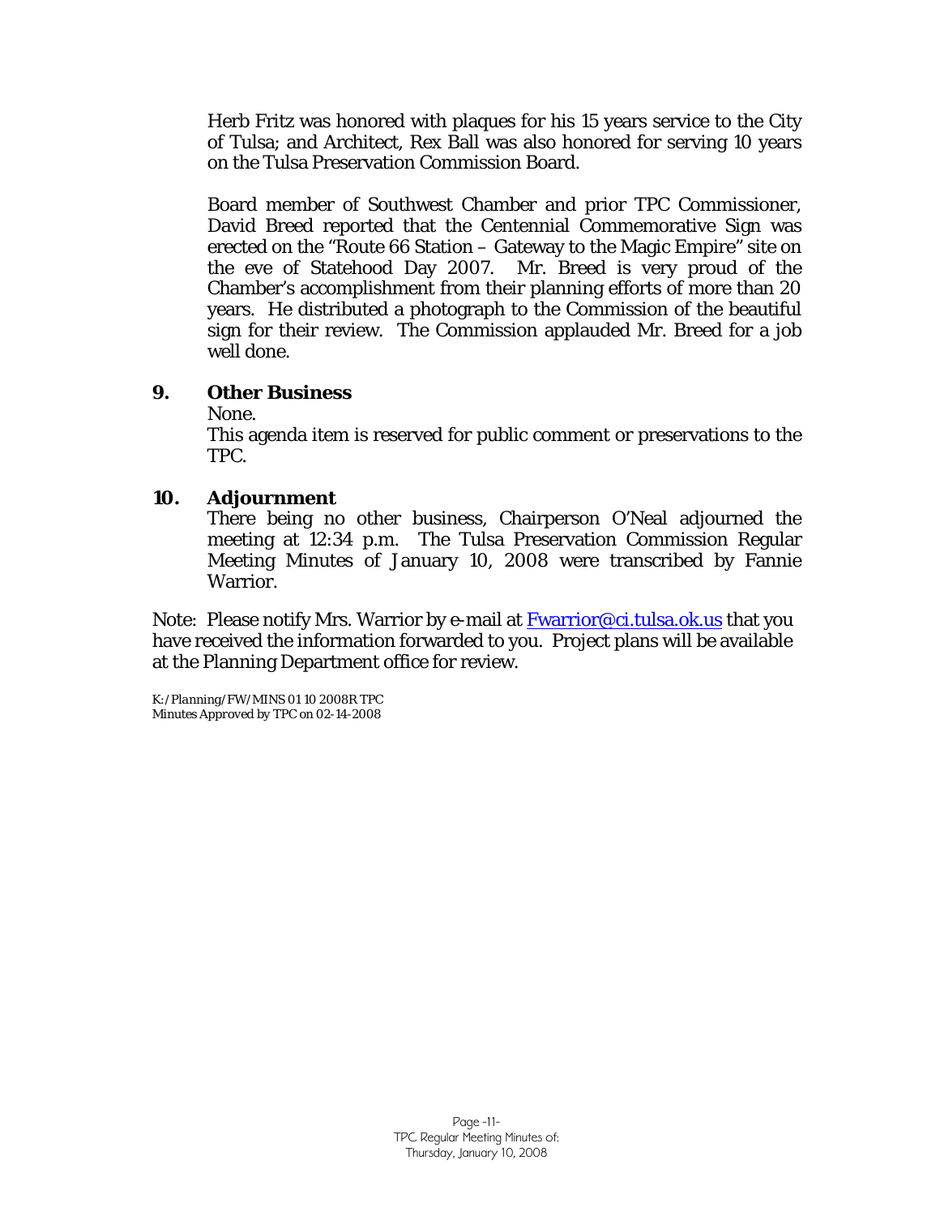Herb Fritz was honored with plaques for his 15 years service to the City of Tulsa; and Architect, Rex Ball was also honored for serving 10 years on the Tulsa Preservation Commission Board.

Board member of Southwest Chamber and prior TPC Commissioner, David Breed reported that the Centennial Commemorative Sign was erected on the "Route 66 Station – Gateway to the Magic Empire" site on the eve of Statehood Day 2007. Mr. Breed is very proud of the Chamber's accomplishment from their planning efforts of more than 20 years. He distributed a photograph to the Commission of the beautiful sign for their review. The Commission applauded Mr. Breed for a job well done.

## 9. Other Business

None.

This agenda item is reserved for public comment or preservations to the TPC.

## 10. Adjournment

There being no other business, Chairperson O'Neal adjourned the meeting at 12:34 p.m. The Tulsa Preservation Commission Regular Meeting Minutes of January 10, 2008 were transcribed by Fannie Warrior.

Note: Please notify Mrs. Warrior by e-mail at Fwarrior@ci.tulsa.ok.us that you have received the information forwarded to you. Project plans will be available at the Planning Department office for review.

*K:/Planning/FW/MINS 01 10 2008R TPC*
*Minutes Approved by TPC on 02-14-2008*